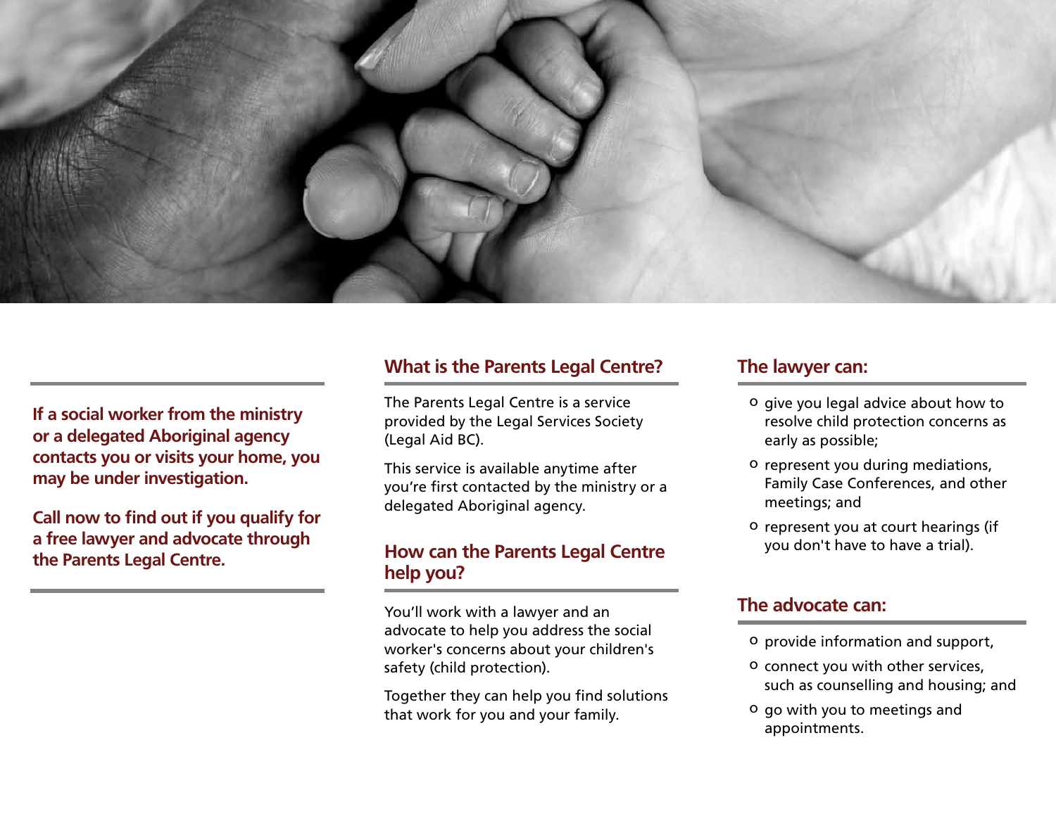**If a social worker from the ministry or a delegated Aboriginal agency contacts you or visits your home, you may be under investigation.**

**Call now to find out if you qualify for a free lawyer and advocate through the Parents Legal Centre.**

## What is the Parents Legal Centre?

The Parents Legal Centre is a service provided by the Legal Services Society (Legal Aid BC).

This service is available anytime after you're first contacted by the ministry or a delegated Aboriginal agency.

## How can the Parents Legal Centre help you?

You'll work with a lawyer and an advocate to help you address the social worker's concerns about your children's safety (child protection).

Together they can help you find solutions that work for you and your family.

## The lawyer can:

- give you legal advice about how to resolve child protection concerns as early as possible;
- represent you during mediations, Family Case Conferences, and other meetings; and
- represent you at court hearings (if you don't have to have a trial).

## The advocate can:

- provide information and support,
- connect you with other services, such as counselling and housing; and
- go with you to meetings and appointments.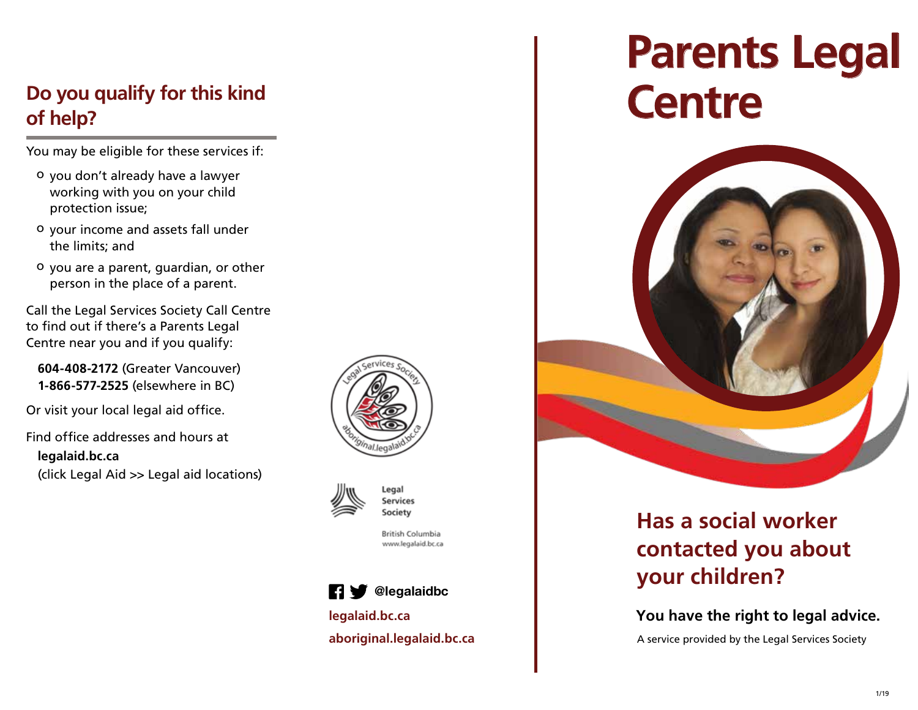## Do you qualify for this kind of help?

You may be eligible for these services if:

- you don't already have a lawyer working with you on your child protection issue;
- your income and assets fall under the limits; and
- you are a parent, guardian, or other person in the place of a parent.

Call the Legal Services Society Call Centre to find out if there's a Parents Legal Centre near you and if you qualify:

**604-408-2172** (Greater Vancouver)
**1-866-577-2525** (elsewhere in BC)

Or visit your local legal aid office.

Find office addresses and hours at
**legalaid.bc.ca**
(click Legal Aid >> Legal aid locations)

Legal Services Society
aboriginal.legalaid.bc.ca

Legal Services Society
British Columbia
www.legalaid.bc.ca

**@legalaidbc**

**legalaid.bc.ca**

**aboriginal.legalaid.bc.ca**

# Parents Legal Centre

## Has a social worker contacted you about your children?

**You have the right to legal advice.**

A service provided by the Legal Services Society

1/19